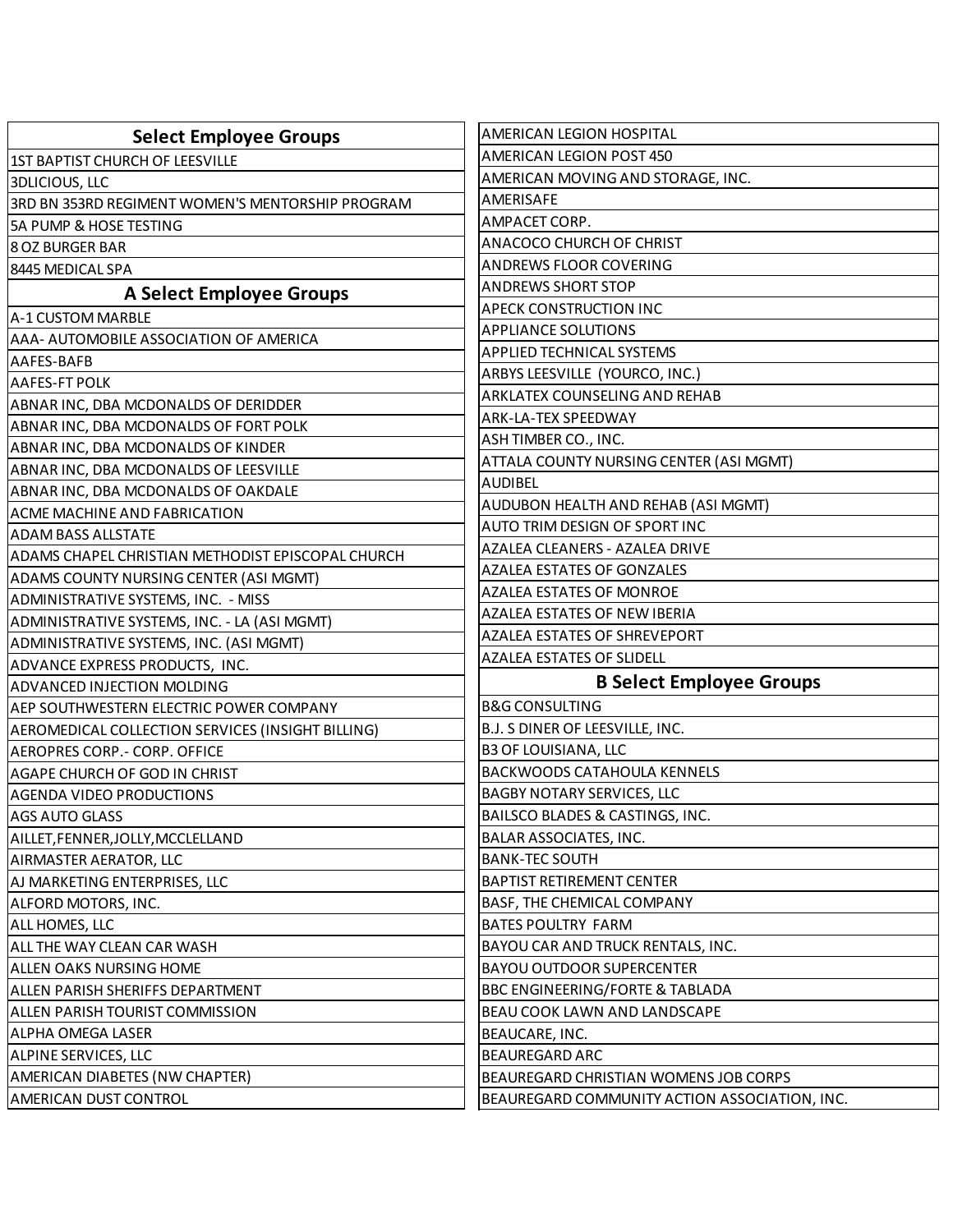## Select Employee Groups

1ST BAPTIST CHURCH OF LEESVILLE
3DLICIOUS, LLC
3RD BN 353RD REGIMENT WOMEN'S MENTORSHIP PROGRAM
5A PUMP & HOSE TESTING
8 OZ BURGER BAR
8445 MEDICAL SPA

## A Select Employee Groups

A-1 CUSTOM MARBLE
AAA- AUTOMOBILE ASSOCIATION OF AMERICA
AAFES-BAFB
AAFES-FT POLK
ABNAR INC, DBA MCDONALDS OF DERIDDER
ABNAR INC, DBA MCDONALDS OF FORT POLK
ABNAR INC, DBA MCDONALDS OF KINDER
ABNAR INC, DBA MCDONALDS OF LEESVILLE
ABNAR INC, DBA MCDONALDS OF OAKDALE
ACME MACHINE AND FABRICATION
ADAM BASS ALLSTATE
ADAMS CHAPEL CHRISTIAN METHODIST EPISCOPAL CHURCH
ADAMS COUNTY NURSING CENTER (ASI MGMT)
ADMINISTRATIVE SYSTEMS, INC. - MISS
ADMINISTRATIVE SYSTEMS, INC. - LA (ASI MGMT)
ADMINISTRATIVE SYSTEMS, INC. (ASI MGMT)
ADVANCE EXPRESS PRODUCTS, INC.
ADVANCED INJECTION MOLDING
AEP SOUTHWESTERN ELECTRIC POWER COMPANY
AEROMEDICAL COLLECTION SERVICES (INSIGHT BILLING)
AEROPRES CORP.- CORP. OFFICE
AGAPE CHURCH OF GOD IN CHRIST
AGENDA VIDEO PRODUCTIONS
AGS AUTO GLASS
AILLET,FENNER,JOLLY,MCCLELLAND
AIRMASTER AERATOR, LLC
AJ MARKETING ENTERPRISES, LLC
ALFORD MOTORS, INC.
ALL HOMES, LLC
ALL THE WAY CLEAN CAR WASH
ALLEN OAKS NURSING HOME
ALLEN PARISH SHERIFFS DEPARTMENT
ALLEN PARISH TOURIST COMMISSION
ALPHA OMEGA LASER
ALPINE SERVICES, LLC
AMERICAN DIABETES (NW CHAPTER)
AMERICAN DUST CONTROL
AMERICAN LEGION HOSPITAL
AMERICAN LEGION POST 450
AMERICAN MOVING AND STORAGE, INC.
AMERISAFE
AMPACET CORP.
ANACOCO CHURCH OF CHRIST
ANDREWS FLOOR COVERING
ANDREWS SHORT STOP
APECK CONSTRUCTION INC
APPLIANCE SOLUTIONS
APPLIED TECHNICAL SYSTEMS
ARBYS LEESVILLE (YOURCO, INC.)
ARKLATEX COUNSELING AND REHAB
ARK-LA-TEX SPEEDWAY
ASH TIMBER CO., INC.
ATTALA COUNTY NURSING CENTER (ASI MGMT)
AUDIBEL
AUDUBON HEALTH AND REHAB (ASI MGMT)
AUTO TRIM DESIGN OF SPORT INC
AZALEA CLEANERS - AZALEA DRIVE
AZALEA ESTATES OF GONZALES
AZALEA ESTATES OF MONROE
AZALEA ESTATES OF NEW IBERIA
AZALEA ESTATES OF SHREVEPORT
AZALEA ESTATES OF SLIDELL

## B Select Employee Groups

B&G CONSULTING
B.J. S DINER OF LEESVILLE, INC.
B3 OF LOUISIANA, LLC
BACKWOODS CATAHOULA KENNELS
BAGBY NOTARY SERVICES, LLC
BAILSCO BLADES & CASTINGS, INC.
BALAR ASSOCIATES, INC.
BANK-TEC SOUTH
BAPTIST RETIREMENT CENTER
BASF, THE CHEMICAL COMPANY
BATES POULTRY FARM
BAYOU CAR AND TRUCK RENTALS, INC.
BAYOU OUTDOOR SUPERCENTER
BBC ENGINEERING/FORTE & TABLADA
BEAU COOK LAWN AND LANDSCAPE
BEAUCARE, INC.
BEAUREGARD ARC
BEAUREGARD CHRISTIAN WOMENS JOB CORPS
BEAUREGARD COMMUNITY ACTION ASSOCIATION, INC.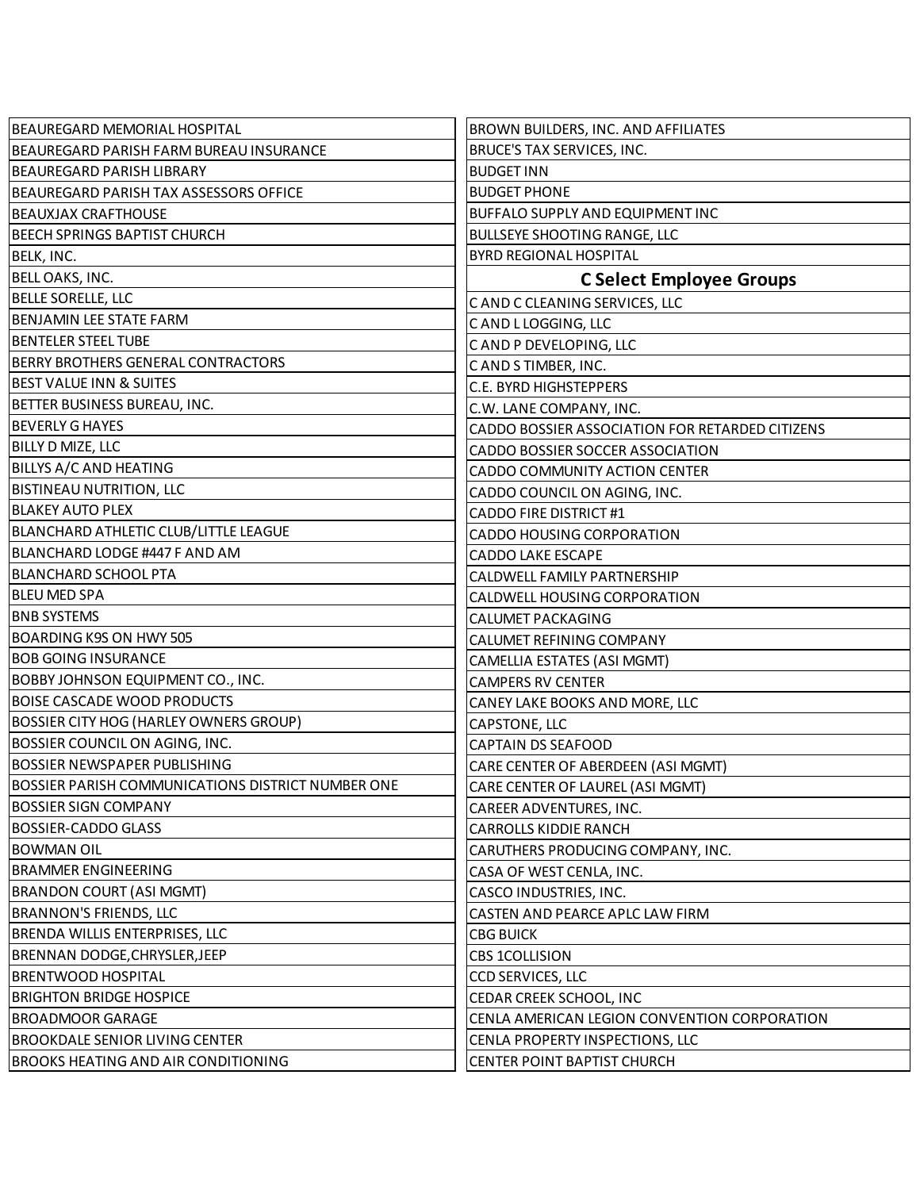| |
|---|
| BEAUREGARD MEMORIAL HOSPITAL |
| BEAUREGARD PARISH FARM BUREAU INSURANCE |
| BEAUREGARD PARISH LIBRARY |
| BEAUREGARD PARISH TAX ASSESSORS OFFICE |
| BEAUXJAX CRAFTHOUSE |
| BEECH SPRINGS BAPTIST CHURCH |
| BELK, INC. |
| BELL OAKS, INC. |
| BELLE SORELLE, LLC |
| BENJAMIN LEE STATE FARM |
| BENTELER STEEL TUBE |
| BERRY BROTHERS GENERAL CONTRACTORS |
| BEST VALUE INN & SUITES |
| BETTER BUSINESS BUREAU, INC. |
| BEVERLY G HAYES |
| BILLY D MIZE, LLC |
| BILLYS A/C AND HEATING |
| BISTINEAU NUTRITION, LLC |
| BLAKEY AUTO PLEX |
| BLANCHARD ATHLETIC CLUB/LITTLE LEAGUE |
| BLANCHARD LODGE #447 F AND AM |
| BLANCHARD SCHOOL PTA |
| BLEU MED SPA |
| BNB SYSTEMS |
| BOARDING K9S ON HWY 505 |
| BOB GOING INSURANCE |
| BOBBY JOHNSON EQUIPMENT CO., INC. |
| BOISE CASCADE WOOD PRODUCTS |
| BOSSIER CITY HOG (HARLEY OWNERS GROUP) |
| BOSSIER COUNCIL ON AGING, INC. |
| BOSSIER NEWSPAPER PUBLISHING |
| BOSSIER PARISH COMMUNICATIONS DISTRICT NUMBER ONE |
| BOSSIER SIGN COMPANY |
| BOSSIER-CADDO GLASS |
| BOWMAN OIL |
| BRAMMER ENGINEERING |
| BRANDON COURT (ASI MGMT) |
| BRANNON'S FRIENDS, LLC |
| BRENDA WILLIS ENTERPRISES, LLC |
| BRENNAN DODGE,CHRYSLER,JEEP |
| BRENTWOOD HOSPITAL |
| BRIGHTON BRIDGE HOSPICE |
| BROADMOOR GARAGE |
| BROOKDALE SENIOR LIVING CENTER |
| BROOKS HEATING AND AIR CONDITIONING |
| BROWN BUILDERS, INC. AND AFFILIATES |
| BRUCE'S TAX SERVICES, INC. |
| BUDGET INN |
| BUDGET PHONE |
| BUFFALO SUPPLY AND EQUIPMENT INC |
| BULLSEYE SHOOTING RANGE, LLC |
| BYRD REGIONAL HOSPITAL |

| **C Select Employee Groups** |
|---|
| C AND C CLEANING SERVICES, LLC |
| C AND L LOGGING, LLC |
| C AND P DEVELOPING, LLC |
| C AND S TIMBER, INC. |
| C.E. BYRD HIGHSTEPPERS |
| C.W. LANE COMPANY, INC. |
| CADDO BOSSIER ASSOCIATION FOR RETARDED CITIZENS |
| CADDO BOSSIER SOCCER ASSOCIATION |
| CADDO COMMUNITY ACTION CENTER |
| CADDO COUNCIL ON AGING, INC. |
| CADDO FIRE DISTRICT #1 |
| CADDO HOUSING CORPORATION |
| CADDO LAKE ESCAPE |
| CALDWELL FAMILY PARTNERSHIP |
| CALDWELL HOUSING CORPORATION |
| CALUMET PACKAGING |
| CALUMET REFINING COMPANY |
| CAMELLIA ESTATES (ASI MGMT) |
| CAMPERS RV CENTER |
| CANEY LAKE BOOKS AND MORE, LLC |
| CAPSTONE, LLC |
| CAPTAIN DS SEAFOOD |
| CARE CENTER OF ABERDEEN (ASI MGMT) |
| CARE CENTER OF LAUREL (ASI MGMT) |
| CAREER ADVENTURES, INC. |
| CARROLLS KIDDIE RANCH |
| CARUTHERS PRODUCING COMPANY, INC. |
| CASA OF WEST CENLA, INC. |
| CASCO INDUSTRIES, INC. |
| CASTEN AND PEARCE APLC LAW FIRM |
| CBG BUICK |
| CBS 1COLLISION |
| CCD SERVICES, LLC |
| CEDAR CREEK SCHOOL, INC |
| CENLA AMERICAN LEGION CONVENTION CORPORATION |
| CENLA PROPERTY INSPECTIONS, LLC |
| CENTER POINT BAPTIST CHURCH |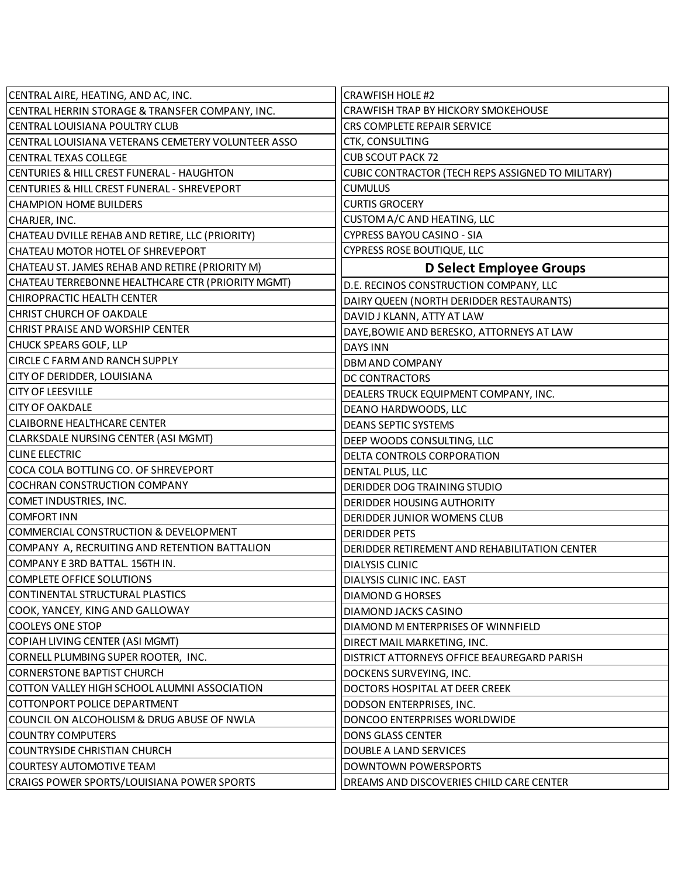| |
|---|
| CENTRAL AIRE, HEATING, AND AC, INC. |
| CENTRAL HERRIN STORAGE & TRANSFER COMPANY, INC. |
| CENTRAL LOUISIANA POULTRY CLUB |
| CENTRAL LOUISIANA VETERANS CEMETERY VOLUNTEER ASSO |
| CENTRAL TEXAS COLLEGE |
| CENTURIES & HILL CREST FUNERAL - HAUGHTON |
| CENTURIES & HILL CREST FUNERAL - SHREVEPORT |
| CHAMPION HOME BUILDERS |
| CHARJER, INC. |
| CHATEAU DVILLE REHAB AND RETIRE, LLC (PRIORITY) |
| CHATEAU MOTOR HOTEL OF SHREVEPORT |
| CHATEAU ST. JAMES REHAB AND RETIRE (PRIORITY M) |
| CHATEAU TERREBONNE HEALTHCARE CTR (PRIORITY MGMT) |
| CHIROPRACTIC HEALTH CENTER |
| CHRIST CHURCH OF OAKDALE |
| CHRIST PRAISE AND WORSHIP CENTER |
| CHUCK SPEARS GOLF, LLP |
| CIRCLE C FARM AND RANCH SUPPLY |
| CITY OF DERIDDER, LOUISIANA |
| CITY OF LEESVILLE |
| CITY OF OAKDALE |
| CLAIBORNE HEALTHCARE CENTER |
| CLARKSDALE NURSING CENTER (ASI MGMT) |
| CLINE ELECTRIC |
| COCA COLA BOTTLING CO. OF SHREVEPORT |
| COCHRAN CONSTRUCTION COMPANY |
| COMET INDUSTRIES, INC. |
| COMFORT INN |
| COMMERCIAL CONSTRUCTION & DEVELOPMENT |
| COMPANY A, RECRUITING AND RETENTION BATTALION |
| COMPANY E 3RD BATTAL. 156TH IN. |
| COMPLETE OFFICE SOLUTIONS |
| CONTINENTAL STRUCTURAL PLASTICS |
| COOK, YANCEY, KING AND GALLOWAY |
| COOLEYS ONE STOP |
| COPIAH LIVING CENTER (ASI MGMT) |
| CORNELL PLUMBING SUPER ROOTER, INC. |
| CORNERSTONE BAPTIST CHURCH |
| COTTON VALLEY HIGH SCHOOL ALUMNI ASSOCIATION |
| COTTONPORT POLICE DEPARTMENT |
| COUNCIL ON ALCOHOLISM & DRUG ABUSE OF NWLA |
| COUNTRY COMPUTERS |
| COUNTRYSIDE CHRISTIAN CHURCH |
| COURTESY AUTOMOTIVE TEAM |
| CRAIGS POWER SPORTS/LOUISIANA POWER SPORTS |
| CRAWFISH HOLE #2 |
| CRAWFISH TRAP BY HICKORY SMOKEHOUSE |
| CRS COMPLETE REPAIR SERVICE |
| CTK, CONSULTING |
| CUB SCOUT PACK 72 |
| CUBIC CONTRACTOR (TECH REPS ASSIGNED TO MILITARY) |
| CUMULUS |
| CURTIS GROCERY |
| CUSTOM A/C AND HEATING, LLC |
| CYPRESS BAYOU CASINO - SIA |
| CYPRESS ROSE BOUTIQUE, LLC |

## D Select Employee Groups

| |
|---|
| D.E. RECINOS CONSTRUCTION COMPANY, LLC |
| DAIRY QUEEN (NORTH DERIDDER RESTAURANTS) |
| DAVID J KLANN, ATTY AT LAW |
| DAYE,BOWIE AND BERESKO, ATTORNEYS AT LAW |
| DAYS INN |
| DBM AND COMPANY |
| DC CONTRACTORS |
| DEALERS TRUCK EQUIPMENT COMPANY, INC. |
| DEANO HARDWOODS, LLC |
| DEANS SEPTIC SYSTEMS |
| DEEP WOODS CONSULTING, LLC |
| DELTA CONTROLS CORPORATION |
| DENTAL PLUS, LLC |
| DERIDDER DOG TRAINING STUDIO |
| DERIDDER HOUSING AUTHORITY |
| DERIDDER JUNIOR WOMENS CLUB |
| DERIDDER PETS |
| DERIDDER RETIREMENT AND REHABILITATION CENTER |
| DIALYSIS CLINIC |
| DIALYSIS CLINIC INC. EAST |
| DIAMOND G HORSES |
| DIAMOND JACKS CASINO |
| DIAMOND M ENTERPRISES OF WINNFIELD |
| DIRECT MAIL MARKETING, INC. |
| DISTRICT ATTORNEYS OFFICE BEAUREGARD PARISH |
| DOCKENS SURVEYING, INC. |
| DOCTORS HOSPITAL AT DEER CREEK |
| DODSON ENTERPRISES, INC. |
| DONCOO ENTERPRISES WORLDWIDE |
| DONS GLASS CENTER |
| DOUBLE A LAND SERVICES |
| DOWNTOWN POWERSPORTS |
| DREAMS AND DISCOVERIES CHILD CARE CENTER |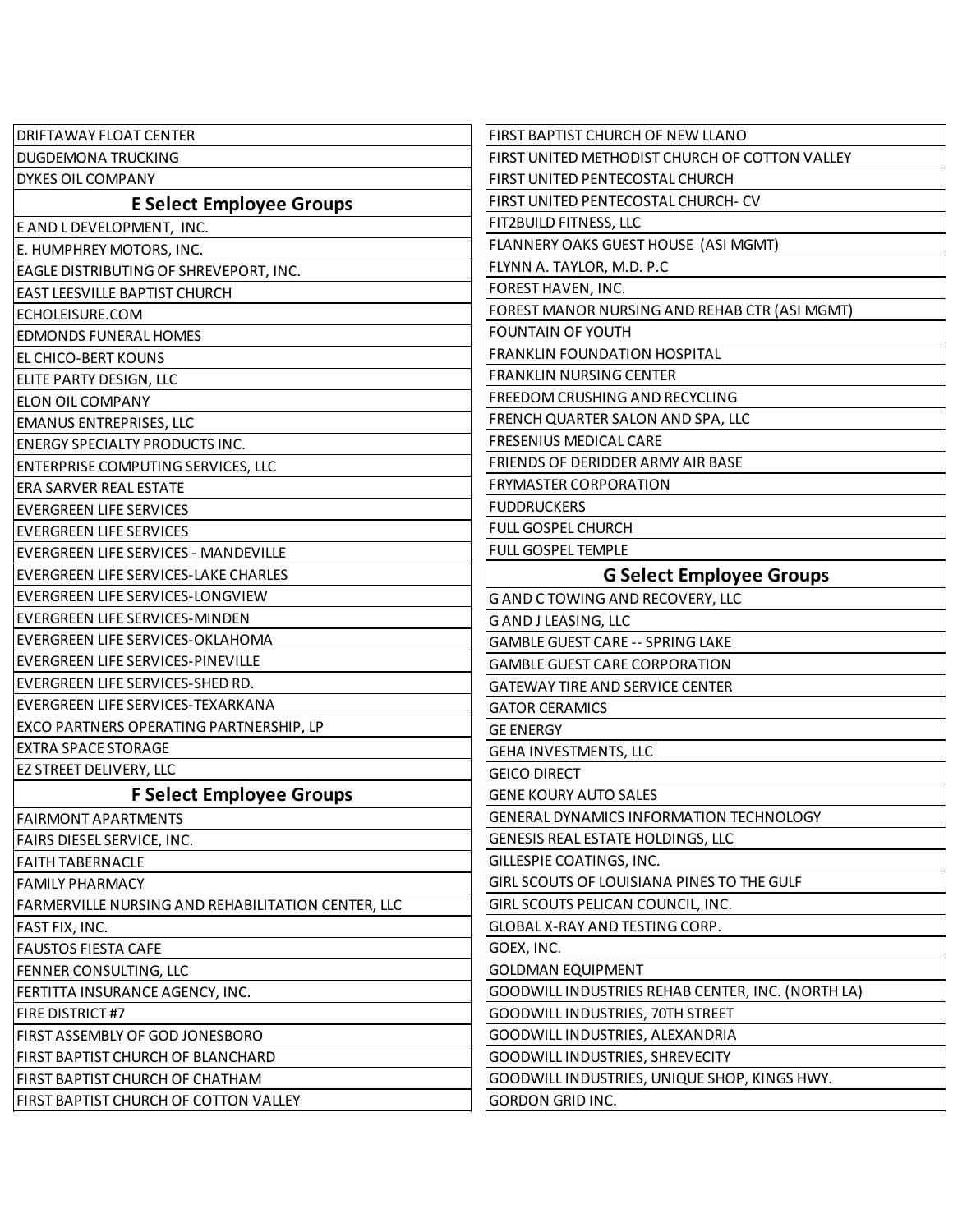DRIFTAWAY FLOAT CENTER
DUGDEMONA TRUCKING
DYKES OIL COMPANY

## E Select Employee Groups

E AND L DEVELOPMENT, INC.
E. HUMPHREY MOTORS, INC.
EAGLE DISTRIBUTING OF SHREVEPORT, INC.
EAST LEESVILLE BAPTIST CHURCH
ECHOLEISURE.COM
EDMONDS FUNERAL HOMES
EL CHICO-BERT KOUNS
ELITE PARTY DESIGN, LLC
ELON OIL COMPANY
EMANUS ENTREPRISES, LLC
ENERGY SPECIALTY PRODUCTS INC.
ENTERPRISE COMPUTING SERVICES, LLC
ERA SARVER REAL ESTATE
EVERGREEN LIFE SERVICES
EVERGREEN LIFE SERVICES
EVERGREEN LIFE SERVICES - MANDEVILLE
EVERGREEN LIFE SERVICES-LAKE CHARLES
EVERGREEN LIFE SERVICES-LONGVIEW
EVERGREEN LIFE SERVICES-MINDEN
EVERGREEN LIFE SERVICES-OKLAHOMA
EVERGREEN LIFE SERVICES-PINEVILLE
EVERGREEN LIFE SERVICES-SHED RD.
EVERGREEN LIFE SERVICES-TEXARKANA
EXCO PARTNERS OPERATING PARTNERSHIP, LP
EXTRA SPACE STORAGE
EZ STREET DELIVERY, LLC

## F Select Employee Groups

FAIRMONT APARTMENTS
FAIRS DIESEL SERVICE, INC.
FAITH TABERNACLE
FAMILY PHARMACY
FARMERVILLE NURSING AND REHABILITATION CENTER, LLC
FAST FIX, INC.
FAUSTOS FIESTA CAFE
FENNER CONSULTING, LLC
FERTITTA INSURANCE AGENCY, INC.
FIRE DISTRICT #7
FIRST ASSEMBLY OF GOD JONESBORO
FIRST BAPTIST CHURCH OF BLANCHARD
FIRST BAPTIST CHURCH OF CHATHAM
FIRST BAPTIST CHURCH OF COTTON VALLEY
FIRST BAPTIST CHURCH OF NEW LLANO
FIRST UNITED METHODIST CHURCH OF COTTON VALLEY
FIRST UNITED PENTECOSTAL CHURCH
FIRST UNITED PENTECOSTAL CHURCH- CV
FIT2BUILD FITNESS, LLC
FLANNERY OAKS GUEST HOUSE (ASI MGMT)
FLYNN A. TAYLOR, M.D. P.C
FOREST HAVEN, INC.
FOREST MANOR NURSING AND REHAB CTR (ASI MGMT)
FOUNTAIN OF YOUTH
FRANKLIN FOUNDATION HOSPITAL
FRANKLIN NURSING CENTER
FREEDOM CRUSHING AND RECYCLING
FRENCH QUARTER SALON AND SPA, LLC
FRESENIUS MEDICAL CARE
FRIENDS OF DERIDDER ARMY AIR BASE
FRYMASTER CORPORATION
FUDDRUCKERS
FULL GOSPEL CHURCH
FULL GOSPEL TEMPLE

## G Select Employee Groups

G AND C TOWING AND RECOVERY, LLC
G AND J LEASING, LLC
GAMBLE GUEST CARE -- SPRING LAKE
GAMBLE GUEST CARE CORPORATION
GATEWAY TIRE AND SERVICE CENTER
GATOR CERAMICS
GE ENERGY
GEHA INVESTMENTS, LLC
GEICO DIRECT
GENE KOURY AUTO SALES
GENERAL DYNAMICS INFORMATION TECHNOLOGY
GENESIS REAL ESTATE HOLDINGS, LLC
GILLESPIE COATINGS, INC.
GIRL SCOUTS OF LOUISIANA PINES TO THE GULF
GIRL SCOUTS PELICAN COUNCIL, INC.
GLOBAL X-RAY AND TESTING CORP.
GOEX, INC.
GOLDMAN EQUIPMENT
GOODWILL INDUSTRIES REHAB CENTER, INC. (NORTH LA)
GOODWILL INDUSTRIES, 70TH STREET
GOODWILL INDUSTRIES, ALEXANDRIA
GOODWILL INDUSTRIES, SHREVECITY
GOODWILL INDUSTRIES, UNIQUE SHOP, KINGS HWY.
GORDON GRID INC.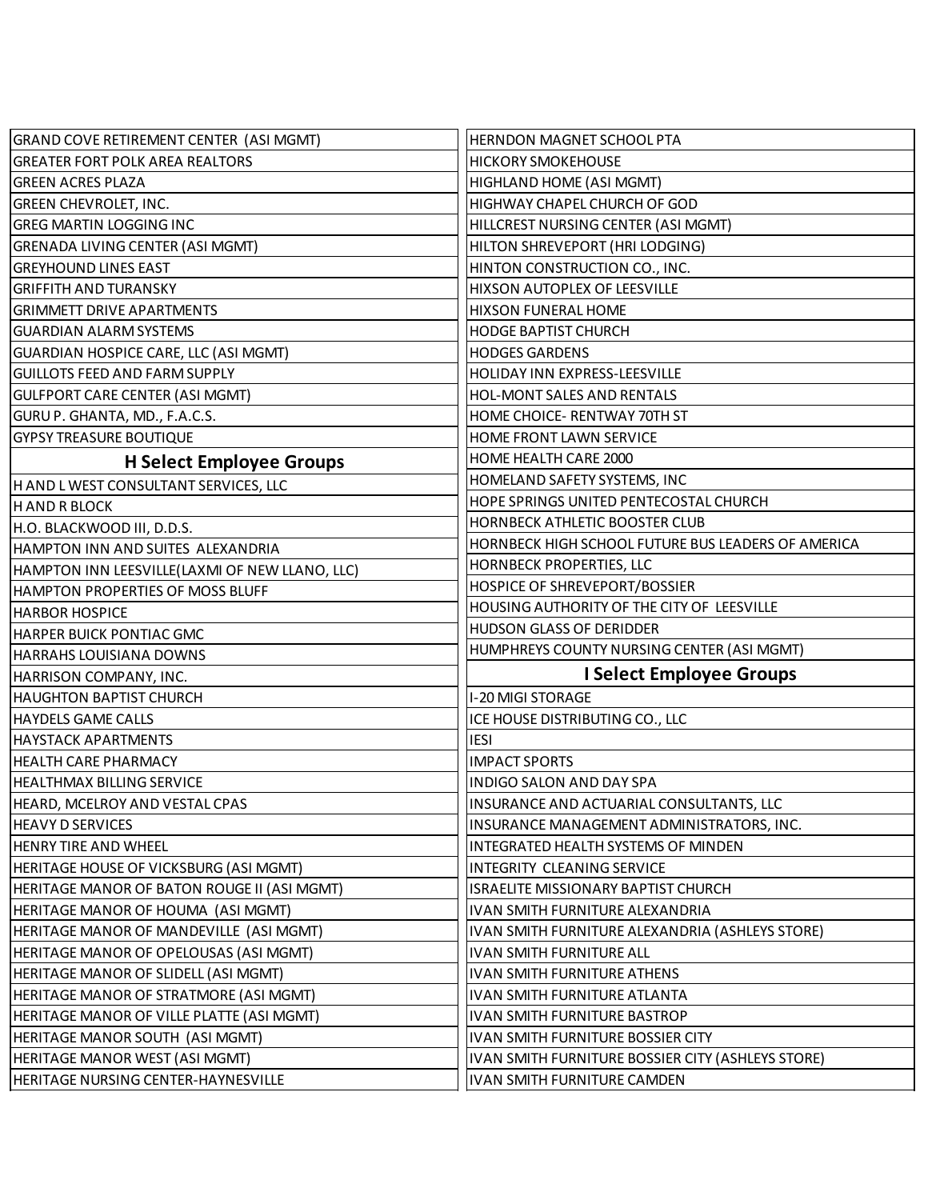GRAND COVE RETIREMENT CENTER (ASI MGMT)
GREATER FORT POLK AREA REALTORS
GREEN ACRES PLAZA
GREEN CHEVROLET, INC.
GREG MARTIN LOGGING INC
GRENADA LIVING CENTER (ASI MGMT)
GREYHOUND LINES EAST
GRIFFITH AND TURANSKY
GRIMMETT DRIVE APARTMENTS
GUARDIAN ALARM SYSTEMS
GUARDIAN HOSPICE CARE, LLC (ASI MGMT)
GUILLOTS FEED AND FARM SUPPLY
GULFPORT CARE CENTER (ASI MGMT)
GURU P. GHANTA, MD., F.A.C.S.
GYPSY TREASURE BOUTIQUE

## H Select Employee Groups

H AND L WEST CONSULTANT SERVICES, LLC
H AND R BLOCK
H.O. BLACKWOOD III, D.D.S.
HAMPTON INN AND SUITES ALEXANDRIA
HAMPTON INN LEESVILLE(LAXMI OF NEW LLANO, LLC)
HAMPTON PROPERTIES OF MOSS BLUFF
HARBOR HOSPICE
HARPER BUICK PONTIAC GMC
HARRAHS LOUISIANA DOWNS
HARRISON COMPANY, INC.
HAUGHTON BAPTIST CHURCH
HAYDELS GAME CALLS
HAYSTACK APARTMENTS
HEALTH CARE PHARMACY
HEALTHMAX BILLING SERVICE
HEARD, MCELROY AND VESTAL CPAS
HEAVY D SERVICES
HENRY TIRE AND WHEEL
HERITAGE HOUSE OF VICKSBURG (ASI MGMT)
HERITAGE MANOR OF BATON ROUGE II (ASI MGMT)
HERITAGE MANOR OF HOUMA (ASI MGMT)
HERITAGE MANOR OF MANDEVILLE (ASI MGMT)
HERITAGE MANOR OF OPELOUSAS (ASI MGMT)
HERITAGE MANOR OF SLIDELL (ASI MGMT)
HERITAGE MANOR OF STRATMORE (ASI MGMT)
HERITAGE MANOR OF VILLE PLATTE (ASI MGMT)
HERITAGE MANOR SOUTH (ASI MGMT)
HERITAGE MANOR WEST (ASI MGMT)
HERITAGE NURSING CENTER-HAYNESVILLE
HERNDON MAGNET SCHOOL PTA
HICKORY SMOKEHOUSE
HIGHLAND HOME (ASI MGMT)
HIGHWAY CHAPEL CHURCH OF GOD
HILLCREST NURSING CENTER (ASI MGMT)
HILTON SHREVEPORT (HRI LODGING)
HINTON CONSTRUCTION CO., INC.
HIXSON AUTOPLEX OF LEESVILLE
HIXSON FUNERAL HOME
HODGE BAPTIST CHURCH
HODGES GARDENS
HOLIDAY INN EXPRESS-LEESVILLE
HOL-MONT SALES AND RENTALS
HOME CHOICE- RENTWAY 70TH ST
HOME FRONT LAWN SERVICE
HOME HEALTH CARE 2000
HOMELAND SAFETY SYSTEMS, INC
HOPE SPRINGS UNITED PENTECOSTAL CHURCH
HORNBECK ATHLETIC BOOSTER CLUB
HORNBECK HIGH SCHOOL FUTURE BUS LEADERS OF AMERICA
HORNBECK PROPERTIES, LLC
HOSPICE OF SHREVEPORT/BOSSIER
HOUSING AUTHORITY OF THE CITY OF LEESVILLE
HUDSON GLASS OF DERIDDER
HUMPHREYS COUNTY NURSING CENTER (ASI MGMT)

## I Select Employee Groups

I-20 MIGI STORAGE
ICE HOUSE DISTRIBUTING CO., LLC
IESI
IMPACT SPORTS
INDIGO SALON AND DAY SPA
INSURANCE AND ACTUARIAL CONSULTANTS, LLC
INSURANCE MANAGEMENT ADMINISTRATORS, INC.
INTEGRATED HEALTH SYSTEMS OF MINDEN
INTEGRITY CLEANING SERVICE
ISRAELITE MISSIONARY BAPTIST CHURCH
IVAN SMITH FURNITURE ALEXANDRIA
IVAN SMITH FURNITURE ALEXANDRIA (ASHLEYS STORE)
IVAN SMITH FURNITURE ALL
IVAN SMITH FURNITURE ATHENS
IVAN SMITH FURNITURE ATLANTA
IVAN SMITH FURNITURE BASTROP
IVAN SMITH FURNITURE BOSSIER CITY
IVAN SMITH FURNITURE BOSSIER CITY (ASHLEYS STORE)
IVAN SMITH FURNITURE CAMDEN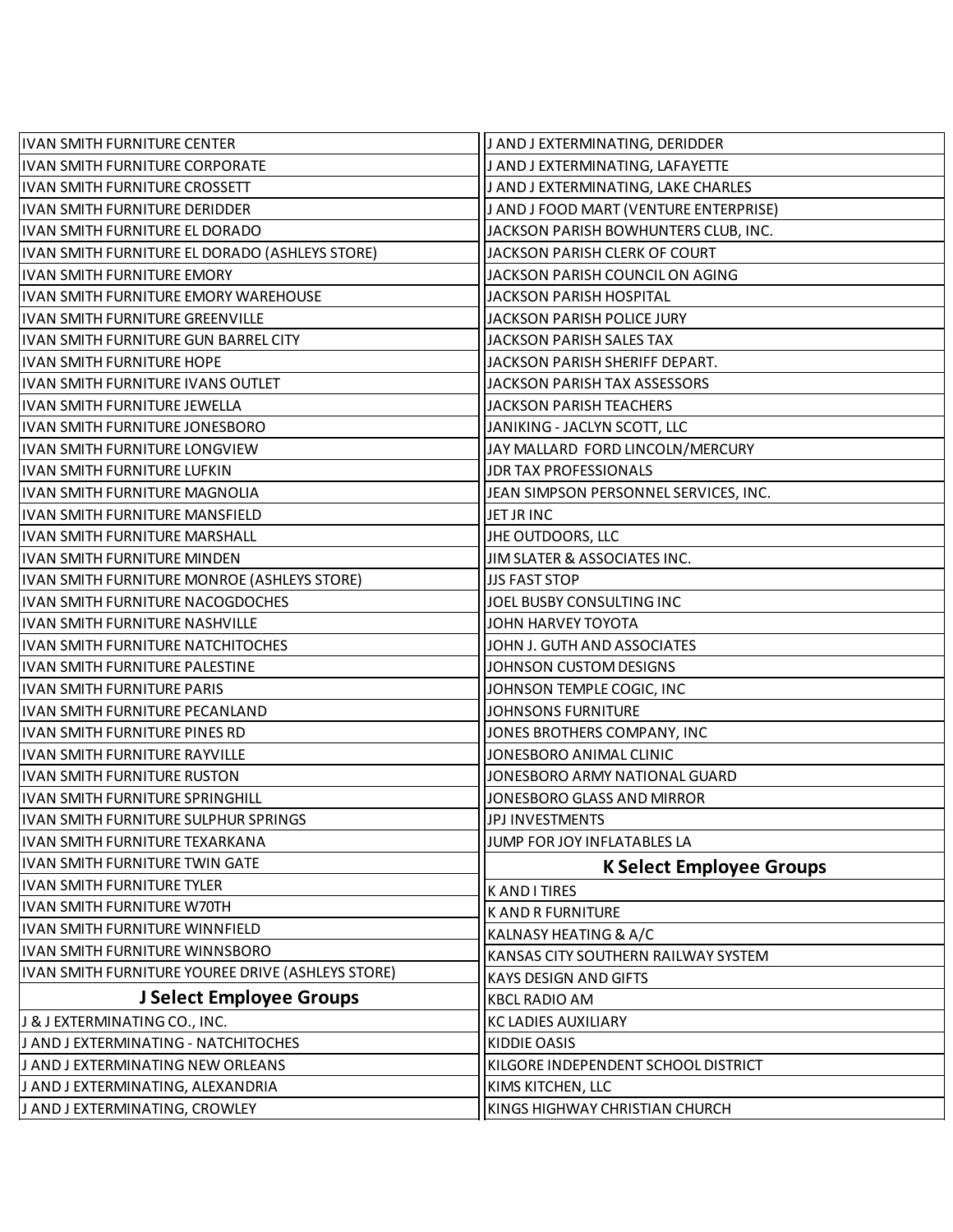IVAN SMITH FURNITURE CENTER
IVAN SMITH FURNITURE CORPORATE
IVAN SMITH FURNITURE CROSSETT
IVAN SMITH FURNITURE DERIDDER
IVAN SMITH FURNITURE EL DORADO
IVAN SMITH FURNITURE EL DORADO (ASHLEYS STORE)
IVAN SMITH FURNITURE EMORY
IVAN SMITH FURNITURE EMORY WAREHOUSE
IVAN SMITH FURNITURE GREENVILLE
IVAN SMITH FURNITURE GUN BARREL CITY
IVAN SMITH FURNITURE HOPE
IVAN SMITH FURNITURE IVANS OUTLET
IVAN SMITH FURNITURE JEWELLA
IVAN SMITH FURNITURE JONESBORO
IVAN SMITH FURNITURE LONGVIEW
IVAN SMITH FURNITURE LUFKIN
IVAN SMITH FURNITURE MAGNOLIA
IVAN SMITH FURNITURE MANSFIELD
IVAN SMITH FURNITURE MARSHALL
IVAN SMITH FURNITURE MINDEN
IVAN SMITH FURNITURE MONROE (ASHLEYS STORE)
IVAN SMITH FURNITURE NACOGDOCHES
IVAN SMITH FURNITURE NASHVILLE
IVAN SMITH FURNITURE NATCHITOCHES
IVAN SMITH FURNITURE PALESTINE
IVAN SMITH FURNITURE PARIS
IVAN SMITH FURNITURE PECANLAND
IVAN SMITH FURNITURE PINES RD
IVAN SMITH FURNITURE RAYVILLE
IVAN SMITH FURNITURE RUSTON
IVAN SMITH FURNITURE SPRINGHILL
IVAN SMITH FURNITURE SULPHUR SPRINGS
IVAN SMITH FURNITURE TEXARKANA
IVAN SMITH FURNITURE TWIN GATE
IVAN SMITH FURNITURE TYLER
IVAN SMITH FURNITURE W70TH
IVAN SMITH FURNITURE WINNFIELD
IVAN SMITH FURNITURE WINNSBORO
IVAN SMITH FURNITURE YOUREE DRIVE (ASHLEYS STORE)

## J Select Employee Groups

J & J EXTERMINATING CO., INC.
J AND J EXTERMINATING - NATCHITOCHES
J AND J EXTERMINATING NEW ORLEANS
J AND J EXTERMINATING, ALEXANDRIA
J AND J EXTERMINATING, CROWLEY
J AND J EXTERMINATING, DERIDDER
J AND J EXTERMINATING, LAFAYETTE
J AND J EXTERMINATING, LAKE CHARLES
J AND J FOOD MART (VENTURE ENTERPRISE)
JACKSON PARISH BOWHUNTERS CLUB, INC.
JACKSON PARISH CLERK OF COURT
JACKSON PARISH COUNCIL ON AGING
JACKSON PARISH HOSPITAL
JACKSON PARISH POLICE JURY
JACKSON PARISH SALES TAX
JACKSON PARISH SHERIFF DEPART.
JACKSON PARISH TAX ASSESSORS
JACKSON PARISH TEACHERS
JANIKING - JACLYN SCOTT, LLC
JAY MALLARD FORD LINCOLN/MERCURY
JDR TAX PROFESSIONALS
JEAN SIMPSON PERSONNEL SERVICES, INC.
JET JR INC
JHE OUTDOORS, LLC
JIM SLATER & ASSOCIATES INC.
JJS FAST STOP
JOEL BUSBY CONSULTING INC
JOHN HARVEY TOYOTA
JOHN J. GUTH AND ASSOCIATES
JOHNSON CUSTOM DESIGNS
JOHNSON TEMPLE COGIC, INC
JOHNSONS FURNITURE
JONES BROTHERS COMPANY, INC
JONESBORO ANIMAL CLINIC
JONESBORO ARMY NATIONAL GUARD
JONESBORO GLASS AND MIRROR
JPJ INVESTMENTS
JUMP FOR JOY INFLATABLES LA

## K Select Employee Groups

K AND I TIRES
K AND R FURNITURE
KALNASY HEATING & A/C
KANSAS CITY SOUTHERN RAILWAY SYSTEM
KAYS DESIGN AND GIFTS
KBCL RADIO AM
KC LADIES AUXILIARY
KIDDIE OASIS
KILGORE INDEPENDENT SCHOOL DISTRICT
KIMS KITCHEN, LLC
KINGS HIGHWAY CHRISTIAN CHURCH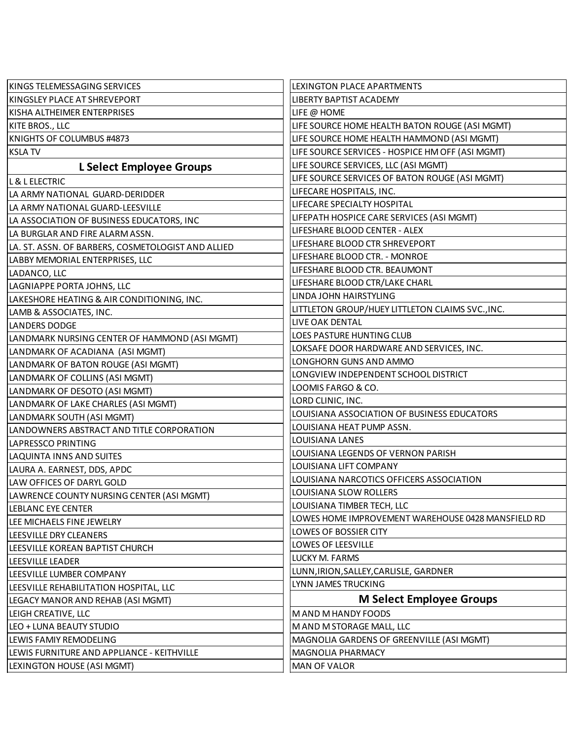KINGS TELEMESSAGING SERVICES
KINGSLEY PLACE AT SHREVEPORT
KISHA ALTHEIMER ENTERPRISES
KITE BROS., LLC
KNIGHTS OF COLUMBUS #4873
KSLA TV

## L Select Employee Groups

L & L ELECTRIC
LA ARMY NATIONAL GUARD-DERIDDER
LA ARMY NATIONAL GUARD-LEESVILLE
LA ASSOCIATION OF BUSINESS EDUCATORS, INC
LA BURGLAR AND FIRE ALARM ASSN.
LA. ST. ASSN. OF BARBERS, COSMETOLOGIST AND ALLIED
LABBY MEMORIAL ENTERPRISES, LLC
LADANCO, LLC
LAGNIAPPE PORTA JOHNS, LLC
LAKESHORE HEATING & AIR CONDITIONING, INC.
LAMB & ASSOCIATES, INC.
LANDERS DODGE
LANDMARK NURSING CENTER OF HAMMOND (ASI MGMT)
LANDMARK OF ACADIANA (ASI MGMT)
LANDMARK OF BATON ROUGE (ASI MGMT)
LANDMARK OF COLLINS (ASI MGMT)
LANDMARK OF DESOTO (ASI MGMT)
LANDMARK OF LAKE CHARLES (ASI MGMT)
LANDMARK SOUTH (ASI MGMT)
LANDOWNERS ABSTRACT AND TITLE CORPORATION
LAPRESSCO PRINTING
LAQUINTA INNS AND SUITES
LAURA A. EARNEST, DDS, APDC
LAW OFFICES OF DARYL GOLD
LAWRENCE COUNTY NURSING CENTER (ASI MGMT)
LEBLANC EYE CENTER
LEE MICHAELS FINE JEWELRY
LEESVILLE DRY CLEANERS
LEESVILLE KOREAN BAPTIST CHURCH
LEESVILLE LEADER
LEESVILLE LUMBER COMPANY
LEESVILLE REHABILITATION HOSPITAL, LLC
LEGACY MANOR AND REHAB (ASI MGMT)
LEIGH CREATIVE, LLC
LEO + LUNA BEAUTY STUDIO
LEWIS FAMIY REMODELING
LEWIS FURNITURE AND APPLIANCE - KEITHVILLE
LEXINGTON HOUSE (ASI MGMT)
LEXINGTON PLACE APARTMENTS
LIBERTY BAPTIST ACADEMY
LIFE @ HOME
LIFE SOURCE HOME HEALTH BATON ROUGE (ASI MGMT)
LIFE SOURCE HOME HEALTH HAMMOND (ASI MGMT)
LIFE SOURCE SERVICES - HOSPICE HM OFF (ASI MGMT)
LIFE SOURCE SERVICES, LLC (ASI MGMT)
LIFE SOURCE SERVICES OF BATON ROUGE (ASI MGMT)
LIFECARE HOSPITALS, INC.
LIFECARE SPECIALTY HOSPITAL
LIFEPATH HOSPICE CARE SERVICES (ASI MGMT)
LIFESHARE BLOOD CENTER - ALEX
LIFESHARE BLOOD CTR SHREVEPORT
LIFESHARE BLOOD CTR. - MONROE
LIFESHARE BLOOD CTR. BEAUMONT
LIFESHARE BLOOD CTR/LAKE CHARL
LINDA JOHN HAIRSTYLING
LITTLETON GROUP/HUEY LITTLETON CLAIMS SVC.,INC.
LIVE OAK DENTAL
LOES PASTURE HUNTING CLUB
LOKSAFE DOOR HARDWARE AND SERVICES, INC.
LONGHORN GUNS AND AMMO
LONGVIEW INDEPENDENT SCHOOL DISTRICT
LOOMIS FARGO & CO.
LORD CLINIC, INC.
LOUISIANA ASSOCIATION OF BUSINESS EDUCATORS
LOUISIANA HEAT PUMP ASSN.
LOUISIANA LANES
LOUISIANA LEGENDS OF VERNON PARISH
LOUISIANA LIFT COMPANY
LOUISIANA NARCOTICS OFFICERS ASSOCIATION
LOUISIANA SLOW ROLLERS
LOUISIANA TIMBER TECH, LLC
LOWES HOME IMPROVEMENT WAREHOUSE 0428 MANSFIELD RD
LOWES OF BOSSIER CITY
LOWES OF LEESVILLE
LUCKY M. FARMS
LUNN,IRION,SALLEY,CARLISLE, GARDNER
LYNN JAMES TRUCKING

## M Select Employee Groups

M AND M HANDY FOODS
M AND M STORAGE MALL, LLC
MAGNOLIA GARDENS OF GREENVILLE (ASI MGMT)
MAGNOLIA PHARMACY
MAN OF VALOR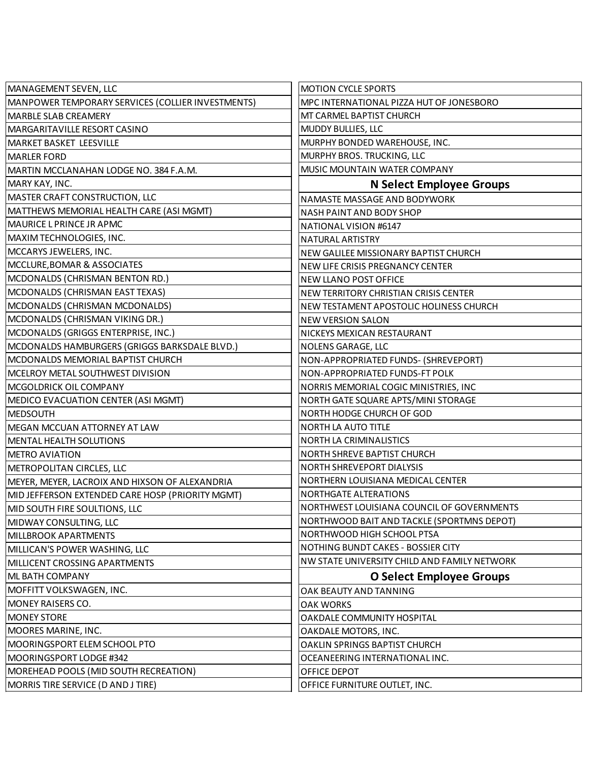MANAGEMENT SEVEN, LLC
MANPOWER TEMPORARY SERVICES (COLLIER INVESTMENTS)
MARBLE SLAB CREAMERY
MARGARITAVILLE RESORT CASINO
MARKET BASKET LEESVILLE
MARLER FORD
MARTIN MCCLANAHAN LODGE NO. 384 F.A.M.
MARY KAY, INC.
MASTER CRAFT CONSTRUCTION, LLC
MATTHEWS MEMORIAL HEALTH CARE (ASI MGMT)
MAURICE L PRINCE JR APMC
MAXIM TECHNOLOGIES, INC.
MCCARYS JEWELERS, INC.
MCCLURE,BOMAR & ASSOCIATES
MCDONALDS (CHRISMAN BENTON RD.)
MCDONALDS (CHRISMAN EAST TEXAS)
MCDONALDS (CHRISMAN MCDONALDS)
MCDONALDS (CHRISMAN VIKING DR.)
MCDONALDS (GRIGGS ENTERPRISE, INC.)
MCDONALDS HAMBURGERS (GRIGGS BARKSDALE BLVD.)
MCDONALDS MEMORIAL BAPTIST CHURCH
MCELROY METAL SOUTHWEST DIVISION
MCGOLDRICK OIL COMPANY
MEDICO EVACUATION CENTER (ASI MGMT)
MEDSOUTH
MEGAN MCCUAN ATTORNEY AT LAW
MENTAL HEALTH SOLUTIONS
METRO AVIATION
METROPOLITAN CIRCLES, LLC
MEYER, MEYER, LACROIX AND HIXSON OF ALEXANDRIA
MID JEFFERSON EXTENDED CARE HOSP (PRIORITY MGMT)
MID SOUTH FIRE SOULTIONS, LLC
MIDWAY CONSULTING, LLC
MILLBROOK APARTMENTS
MILLICAN'S POWER WASHING, LLC
MILLICENT CROSSING APARTMENTS
ML BATH COMPANY
MOFFITT VOLKSWAGEN, INC.
MONEY RAISERS CO.
MONEY STORE
MOORES MARINE, INC.
MOORINGSPORT ELEM SCHOOL PTO
MOORINGSPORT LODGE #342
MOREHEAD POOLS (MID SOUTH RECREATION)
MORRIS TIRE SERVICE (D AND J TIRE)
MOTION CYCLE SPORTS
MPC INTERNATIONAL PIZZA HUT OF JONESBORO
MT CARMEL BAPTIST CHURCH
MUDDY BULLIES, LLC
MURPHY BONDED WAREHOUSE, INC.
MURPHY BROS. TRUCKING, LLC
MUSIC MOUNTAIN WATER COMPANY

## N Select Employee Groups

NAMASTE MASSAGE AND BODYWORK
NASH PAINT AND BODY SHOP
NATIONAL VISION #6147
NATURAL ARTISTRY
NEW GALILEE MISSIONARY BAPTIST CHURCH
NEW LIFE CRISIS PREGNANCY CENTER
NEW LLANO POST OFFICE
NEW TERRITORY CHRISTIAN CRISIS CENTER
NEW TESTAMENT APOSTOLIC HOLINESS CHURCH
NEW VERSION SALON
NICKEYS MEXICAN RESTAURANT
NOLENS GARAGE, LLC
NON-APPROPRIATED FUNDS- (SHREVEPORT)
NON-APPROPRIATED FUNDS-FT POLK
NORRIS MEMORIAL COGIC MINISTRIES, INC
NORTH GATE SQUARE APTS/MINI STORAGE
NORTH HODGE CHURCH OF GOD
NORTH LA AUTO TITLE
NORTH LA CRIMINALISTICS
NORTH SHREVE BAPTIST CHURCH
NORTH SHREVEPORT DIALYSIS
NORTHERN LOUISIANA MEDICAL CENTER
NORTHGATE ALTERATIONS
NORTHWEST LOUISIANA COUNCIL OF GOVERNMENTS
NORTHWOOD BAIT AND TACKLE (SPORTMNS DEPOT)
NORTHWOOD HIGH SCHOOL PTSA
NOTHING BUNDT CAKES - BOSSIER CITY
NW STATE UNIVERSITY CHILD AND FAMILY NETWORK

## O Select Employee Groups

OAK BEAUTY AND TANNING
OAK WORKS
OAKDALE COMMUNITY HOSPITAL
OAKDALE MOTORS, INC.
OAKLIN SPRINGS BAPTIST CHURCH
OCEANEERING INTERNATIONAL INC.
OFFICE DEPOT
OFFICE FURNITURE OUTLET, INC.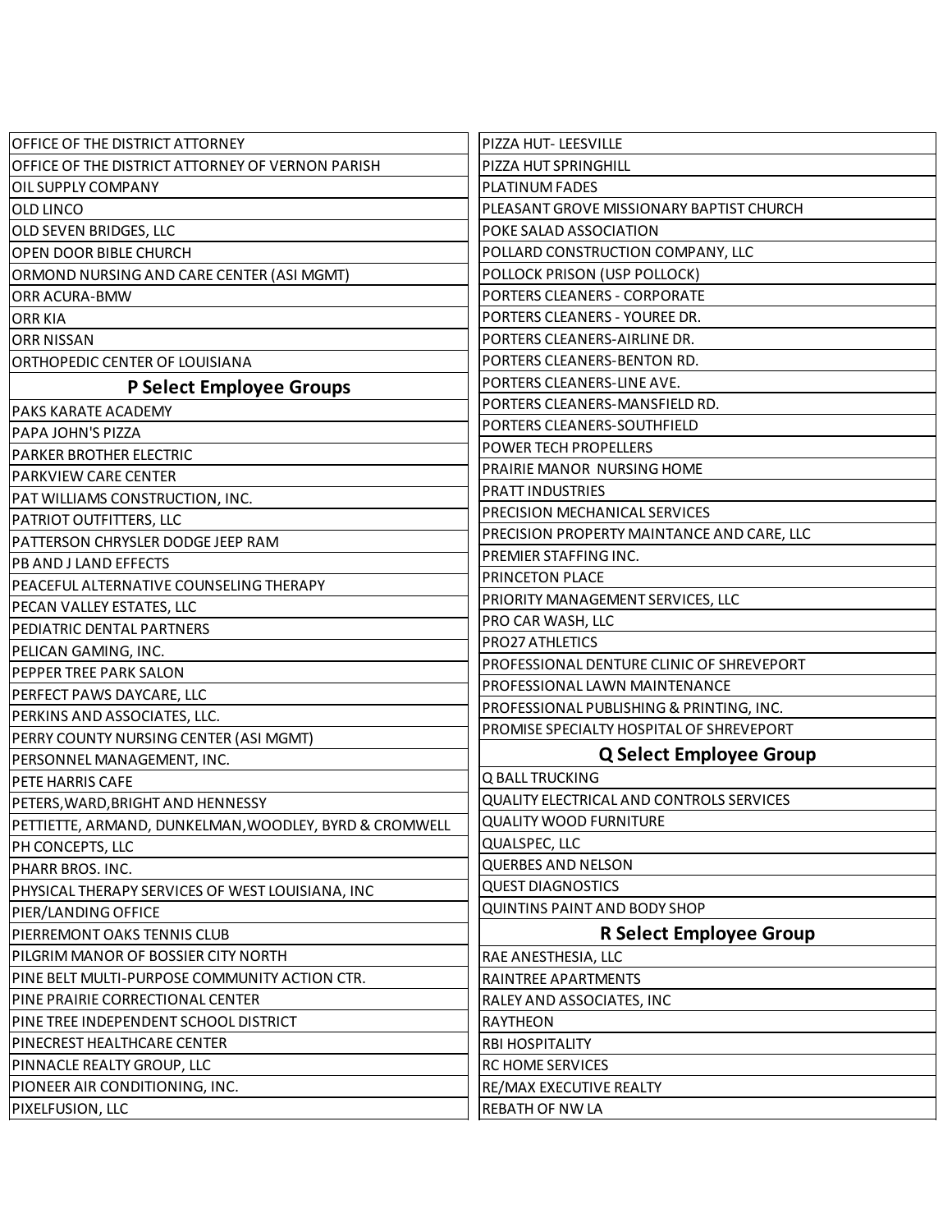OFFICE OF THE DISTRICT ATTORNEY
OFFICE OF THE DISTRICT ATTORNEY OF VERNON PARISH
OIL SUPPLY COMPANY
OLD LINCO
OLD SEVEN BRIDGES, LLC
OPEN DOOR BIBLE CHURCH
ORMOND NURSING AND CARE CENTER (ASI MGMT)
ORR ACURA-BMW
ORR KIA
ORR NISSAN
ORTHOPEDIC CENTER OF LOUISIANA

## P Select Employee Groups

PAKS KARATE ACADEMY
PAPA JOHN'S PIZZA
PARKER BROTHER ELECTRIC
PARKVIEW CARE CENTER
PAT WILLIAMS CONSTRUCTION, INC.
PATRIOT OUTFITTERS, LLC
PATTERSON CHRYSLER DODGE JEEP RAM
PB AND J LAND EFFECTS
PEACEFUL ALTERNATIVE COUNSELING THERAPY
PECAN VALLEY ESTATES, LLC
PEDIATRIC DENTAL PARTNERS
PELICAN GAMING, INC.
PEPPER TREE PARK SALON
PERFECT PAWS DAYCARE, LLC
PERKINS AND ASSOCIATES, LLC.
PERRY COUNTY NURSING CENTER (ASI MGMT)
PERSONNEL MANAGEMENT, INC.
PETE HARRIS CAFE
PETERS,WARD,BRIGHT AND HENNESSY
PETTIETTE, ARMAND, DUNKELMAN,WOODLEY, BYRD & CROMWELL
PH CONCEPTS, LLC
PHARR BROS. INC.
PHYSICAL THERAPY SERVICES OF WEST LOUISIANA, INC
PIER/LANDING OFFICE
PIERREMONT OAKS TENNIS CLUB
PILGRIM MANOR OF BOSSIER CITY NORTH
PINE BELT MULTI-PURPOSE COMMUNITY ACTION CTR.
PINE PRAIRIE CORRECTIONAL CENTER
PINE TREE INDEPENDENT SCHOOL DISTRICT
PINECREST HEALTHCARE CENTER
PINNACLE REALTY GROUP, LLC
PIONEER AIR CONDITIONING, INC.
PIXELFUSION, LLC
PIZZA HUT- LEESVILLE
PIZZA HUT SPRINGHILL
PLATINUM FADES
PLEASANT GROVE MISSIONARY BAPTIST CHURCH
POKE SALAD ASSOCIATION
POLLARD CONSTRUCTION COMPANY, LLC
POLLOCK PRISON (USP POLLOCK)
PORTERS CLEANERS - CORPORATE
PORTERS CLEANERS - YOUREE DR.
PORTERS CLEANERS-AIRLINE DR.
PORTERS CLEANERS-BENTON RD.
PORTERS CLEANERS-LINE AVE.
PORTERS CLEANERS-MANSFIELD RD.
PORTERS CLEANERS-SOUTHFIELD
POWER TECH PROPELLERS
PRAIRIE MANOR NURSING HOME
PRATT INDUSTRIES
PRECISION MECHANICAL SERVICES
PRECISION PROPERTY MAINTANCE AND CARE, LLC
PREMIER STAFFING INC.
PRINCETON PLACE
PRIORITY MANAGEMENT SERVICES, LLC
PRO CAR WASH, LLC
PRO27 ATHLETICS
PROFESSIONAL DENTURE CLINIC OF SHREVEPORT
PROFESSIONAL LAWN MAINTENANCE
PROFESSIONAL PUBLISHING & PRINTING, INC.
PROMISE SPECIALTY HOSPITAL OF SHREVEPORT

## Q Select Employee Group

Q BALL TRUCKING
QUALITY ELECTRICAL AND CONTROLS SERVICES
QUALITY WOOD FURNITURE
QUALSPEC, LLC
QUERBES AND NELSON
QUEST DIAGNOSTICS
QUINTINS PAINT AND BODY SHOP

## R Select Employee Group

RAE ANESTHESIA, LLC
RAINTREE APARTMENTS
RALEY AND ASSOCIATES, INC
RAYTHEON
RBI HOSPITALITY
RC HOME SERVICES
RE/MAX EXECUTIVE REALTY
REBATH OF NW LA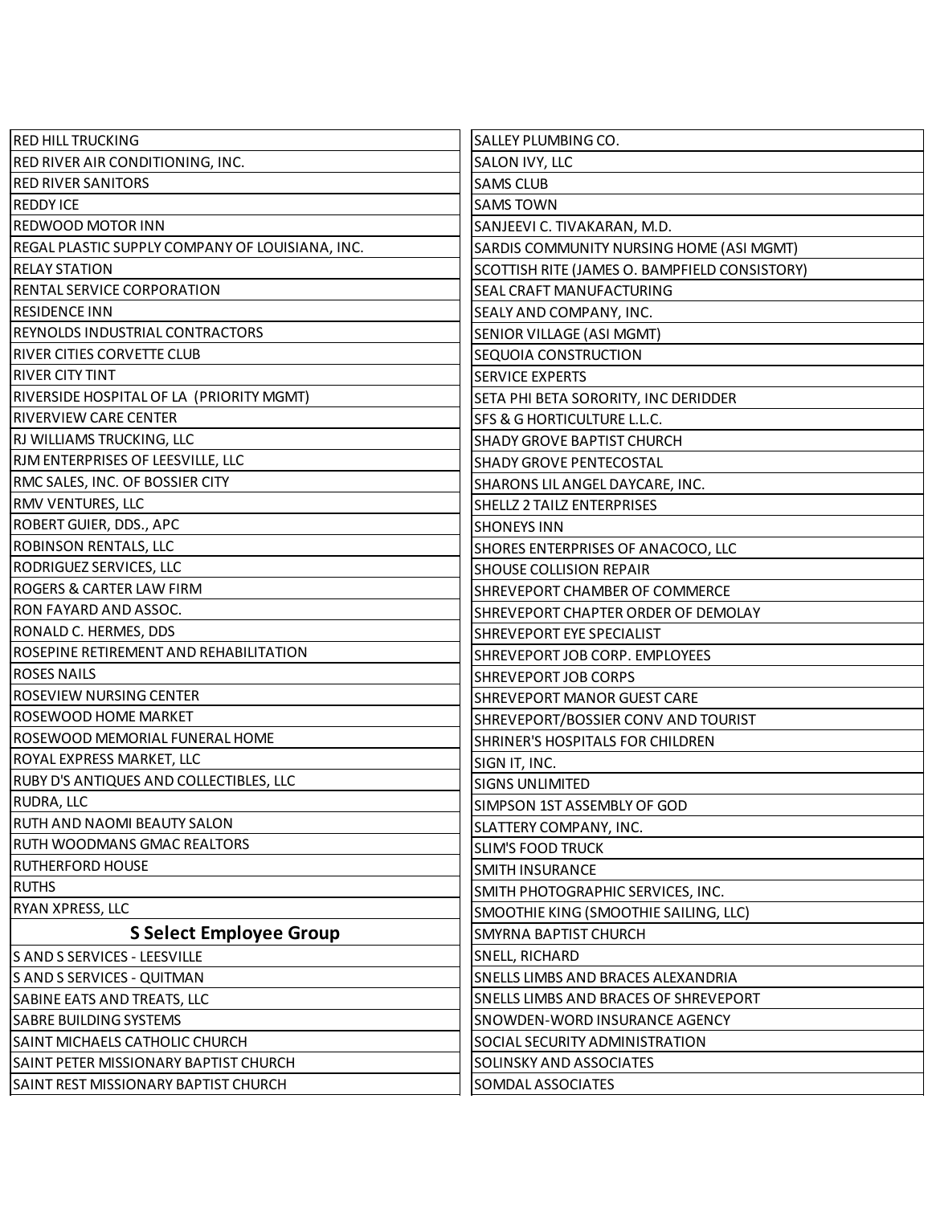| |
|---|
| RED HILL TRUCKING |
| RED RIVER AIR CONDITIONING, INC. |
| RED RIVER SANITORS |
| REDDY ICE |
| REDWOOD MOTOR INN |
| REGAL PLASTIC SUPPLY COMPANY OF LOUISIANA, INC. |
| RELAY STATION |
| RENTAL SERVICE CORPORATION |
| RESIDENCE INN |
| REYNOLDS INDUSTRIAL CONTRACTORS |
| RIVER CITIES CORVETTE CLUB |
| RIVER CITY TINT |
| RIVERSIDE HOSPITAL OF LA (PRIORITY MGMT) |
| RIVERVIEW CARE CENTER |
| RJ WILLIAMS TRUCKING, LLC |
| RJM ENTERPRISES OF LEESVILLE, LLC |
| RMC SALES, INC. OF BOSSIER CITY |
| RMV VENTURES, LLC |
| ROBERT GUIER, DDS., APC |
| ROBINSON RENTALS, LLC |
| RODRIGUEZ SERVICES, LLC |
| ROGERS & CARTER LAW FIRM |
| RON FAYARD AND ASSOC. |
| RONALD C. HERMES, DDS |
| ROSEPINE RETIREMENT AND REHABILITATION |
| ROSES NAILS |
| ROSEVIEW NURSING CENTER |
| ROSEWOOD HOME MARKET |
| ROSEWOOD MEMORIAL FUNERAL HOME |
| ROYAL EXPRESS MARKET, LLC |
| RUBY D'S ANTIQUES AND COLLECTIBLES, LLC |
| RUDRA, LLC |
| RUTH AND NAOMI BEAUTY SALON |
| RUTH WOODMANS GMAC REALTORS |
| RUTHERFORD HOUSE |
| RUTHS |
| RYAN XPRESS, LLC |
| **S Select Employee Group** |
| S AND S SERVICES - LEESVILLE |
| S AND S SERVICES - QUITMAN |
| SABINE EATS AND TREATS, LLC |
| SABRE BUILDING SYSTEMS |
| SAINT MICHAELS CATHOLIC CHURCH |
| SAINT PETER MISSIONARY BAPTIST CHURCH |
| SAINT REST MISSIONARY BAPTIST CHURCH |
| SALLEY PLUMBING CO. |
| SALON IVY, LLC |
| SAMS CLUB |
| SAMS TOWN |
| SANJEEVI C. TIVAKARAN, M.D. |
| SARDIS COMMUNITY NURSING HOME (ASI MGMT) |
| SCOTTISH RITE (JAMES O. BAMPFIELD CONSISTORY) |
| SEAL CRAFT MANUFACTURING |
| SEALY AND COMPANY, INC. |
| SENIOR VILLAGE (ASI MGMT) |
| SEQUOIA CONSTRUCTION |
| SERVICE EXPERTS |
| SETA PHI BETA SORORITY, INC DERIDDER |
| SFS & G HORTICULTURE L.L.C. |
| SHADY GROVE BAPTIST CHURCH |
| SHADY GROVE PENTECOSTAL |
| SHARONS LIL ANGEL DAYCARE, INC. |
| SHELLZ 2 TAILZ ENTERPRISES |
| SHONEYS INN |
| SHORES ENTERPRISES OF ANACOCO, LLC |
| SHOUSE COLLISION REPAIR |
| SHREVEPORT CHAMBER OF COMMERCE |
| SHREVEPORT CHAPTER ORDER OF DEMOLAY |
| SHREVEPORT EYE SPECIALIST |
| SHREVEPORT JOB CORP. EMPLOYEES |
| SHREVEPORT JOB CORPS |
| SHREVEPORT MANOR GUEST CARE |
| SHREVEPORT/BOSSIER CONV AND TOURIST |
| SHRINER'S HOSPITALS FOR CHILDREN |
| SIGN IT, INC. |
| SIGNS UNLIMITED |
| SIMPSON 1ST ASSEMBLY OF GOD |
| SLATTERY COMPANY, INC. |
| SLIM'S FOOD TRUCK |
| SMITH INSURANCE |
| SMITH PHOTOGRAPHIC SERVICES, INC. |
| SMOOTHIE KING (SMOOTHIE SAILING, LLC) |
| SMYRNA BAPTIST CHURCH |
| SNELL, RICHARD |
| SNELLS LIMBS AND BRACES ALEXANDRIA |
| SNELLS LIMBS AND BRACES OF SHREVEPORT |
| SNOWDEN-WORD INSURANCE AGENCY |
| SOCIAL SECURITY ADMINISTRATION |
| SOLINSKY AND ASSOCIATES |
| SOMDAL ASSOCIATES |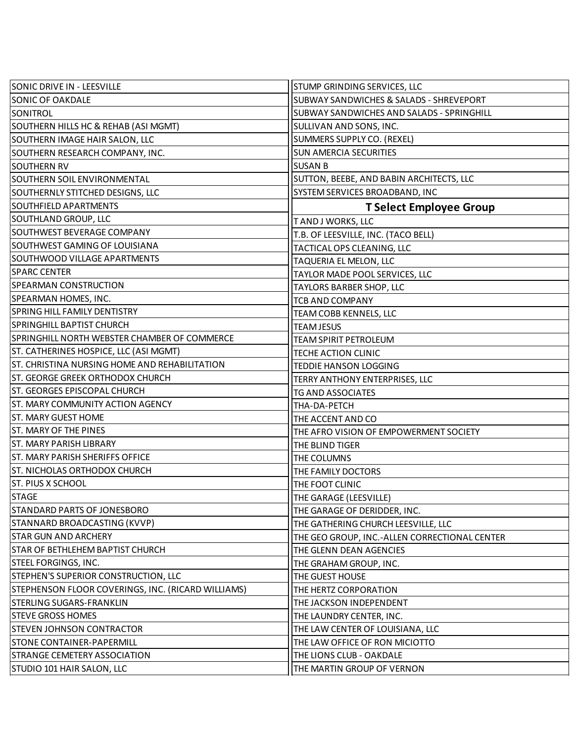SONIC DRIVE IN - LEESVILLE
SONIC OF OAKDALE
SONITROL
SOUTHERN HILLS HC & REHAB (ASI MGMT)
SOUTHERN IMAGE HAIR SALON, LLC
SOUTHERN RESEARCH COMPANY, INC.
SOUTHERN RV
SOUTHERN SOIL ENVIRONMENTAL
SOUTHERNLY STITCHED DESIGNS, LLC
SOUTHFIELD APARTMENTS
SOUTHLAND GROUP, LLC
SOUTHWEST BEVERAGE COMPANY
SOUTHWEST GAMING OF LOUISIANA
SOUTHWOOD VILLAGE APARTMENTS
SPARC CENTER
SPEARMAN CONSTRUCTION
SPEARMAN HOMES, INC.
SPRING HILL FAMILY DENTISTRY
SPRINGHILL BAPTIST CHURCH
SPRINGHILL NORTH WEBSTER CHAMBER OF COMMERCE
ST. CATHERINES HOSPICE, LLC (ASI MGMT)
ST. CHRISTINA NURSING HOME AND REHABILITATION
ST. GEORGE GREEK ORTHODOX CHURCH
ST. GEORGES EPISCOPAL CHURCH
ST. MARY COMMUNITY ACTION AGENCY
ST. MARY GUEST HOME
ST. MARY OF THE PINES
ST. MARY PARISH LIBRARY
ST. MARY PARISH SHERIFFS OFFICE
ST. NICHOLAS ORTHODOX CHURCH
ST. PIUS X SCHOOL
STAGE
STANDARD PARTS OF JONESBORO
STANNARD BROADCASTING (KVVP)
STAR GUN AND ARCHERY
STAR OF BETHLEHEM BAPTIST CHURCH
STEEL FORGINGS, INC.
STEPHEN'S SUPERIOR CONSTRUCTION, LLC
STEPHENSON FLOOR COVERINGS, INC. (RICARD WILLIAMS)
STERLING SUGARS-FRANKLIN
STEVE GROSS HOMES
STEVEN JOHNSON CONTRACTOR
STONE CONTAINER-PAPERMILL
STRANGE CEMETERY ASSOCIATION
STUDIO 101 HAIR SALON, LLC
STUMP GRINDING SERVICES, LLC
SUBWAY SANDWICHES & SALADS - SHREVEPORT
SUBWAY SANDWICHES AND SALADS - SPRINGHILL
SULLIVAN AND SONS, INC.
SUMMERS SUPPLY CO. (REXEL)
SUN AMERCIA SECURITIES
SUSAN B
SUTTON, BEEBE, AND BABIN ARCHITECTS, LLC
SYSTEM SERVICES BROADBAND, INC

## T Select Employee Group

T AND J WORKS, LLC
T.B. OF LEESVILLE, INC. (TACO BELL)
TACTICAL OPS CLEANING, LLC
TAQUERIA EL MELON, LLC
TAYLOR MADE POOL SERVICES, LLC
TAYLORS BARBER SHOP, LLC
TCB AND COMPANY
TEAM COBB KENNELS, LLC
TEAM JESUS
TEAM SPIRIT PETROLEUM
TECHE ACTION CLINIC
TEDDIE HANSON LOGGING
TERRY ANTHONY ENTERPRISES, LLC
TG AND ASSOCIATES
THA-DA-PETCH
THE ACCENT AND CO
THE AFRO VISION OF EMPOWERMENT SOCIETY
THE BLIND TIGER
THE COLUMNS
THE FAMILY DOCTORS
THE FOOT CLINIC
THE GARAGE (LEESVILLE)
THE GARAGE OF DERIDDER, INC.
THE GATHERING CHURCH LEESVILLE, LLC
THE GEO GROUP, INC.-ALLEN CORRECTIONAL CENTER
THE GLENN DEAN AGENCIES
THE GRAHAM GROUP, INC.
THE GUEST HOUSE
THE HERTZ CORPORATION
THE JACKSON INDEPENDENT
THE LAUNDRY CENTER, INC.
THE LAW CENTER OF LOUISIANA, LLC
THE LAW OFFICE OF RON MICIOTTO
THE LIONS CLUB - OAKDALE
THE MARTIN GROUP OF VERNON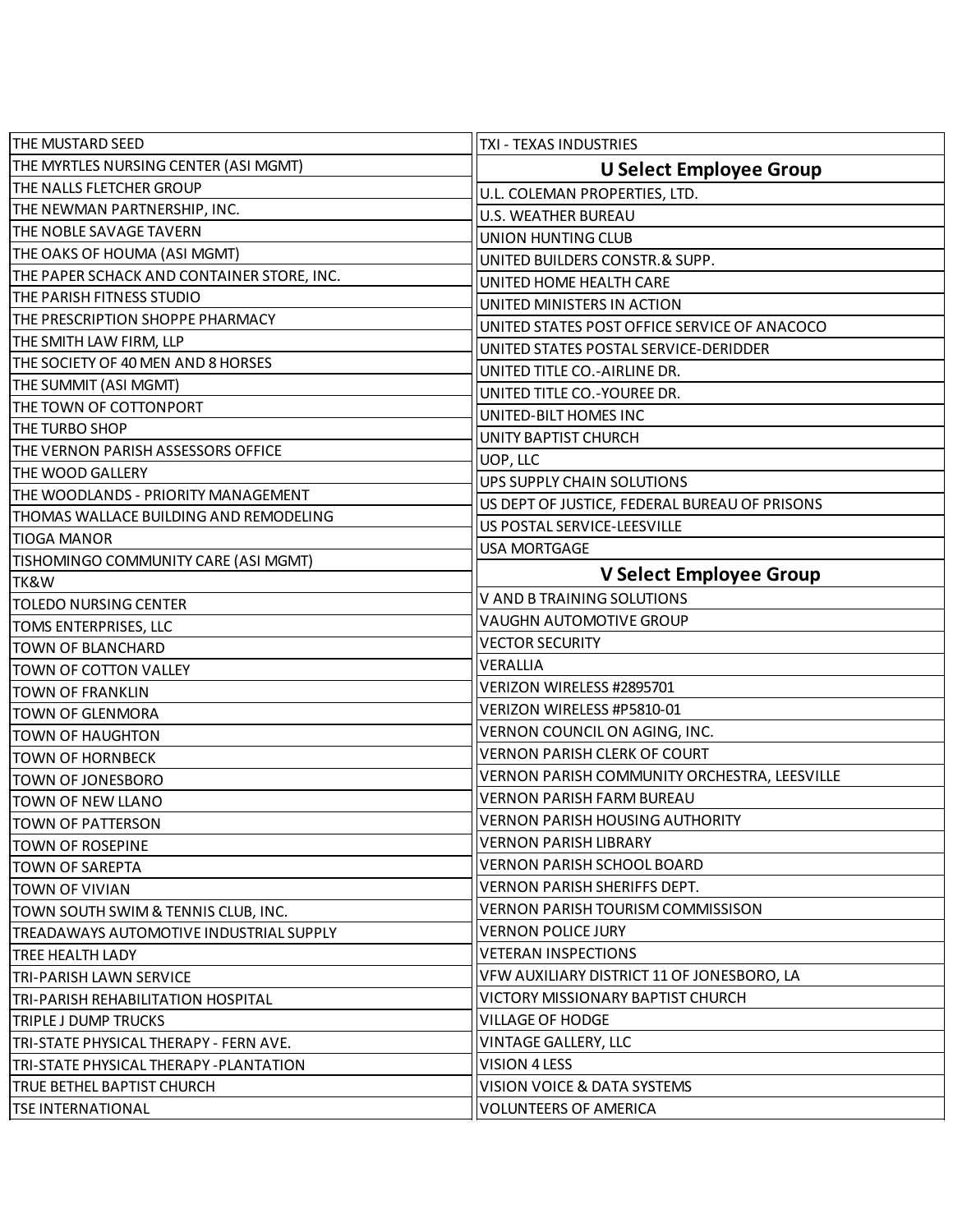THE MUSTARD SEED
THE MYRTLES NURSING CENTER (ASI MGMT)
THE NALLS FLETCHER GROUP
THE NEWMAN PARTNERSHIP, INC.
THE NOBLE SAVAGE TAVERN
THE OAKS OF HOUMA (ASI MGMT)
THE PAPER SCHACK AND CONTAINER STORE, INC.
THE PARISH FITNESS STUDIO
THE PRESCRIPTION SHOPPE PHARMACY
THE SMITH LAW FIRM, LLP
THE SOCIETY OF 40 MEN AND 8 HORSES
THE SUMMIT (ASI MGMT)
THE TOWN OF COTTONPORT
THE TURBO SHOP
THE VERNON PARISH ASSESSORS OFFICE
THE WOOD GALLERY
THE WOODLANDS - PRIORITY MANAGEMENT
THOMAS WALLACE BUILDING AND REMODELING
TIOGA MANOR
TISHOMINGO COMMUNITY CARE (ASI MGMT)
TK&W
TOLEDO NURSING CENTER
TOMS ENTERPRISES, LLC
TOWN OF BLANCHARD
TOWN OF COTTON VALLEY
TOWN OF FRANKLIN
TOWN OF GLENMORA
TOWN OF HAUGHTON
TOWN OF HORNBECK
TOWN OF JONESBORO
TOWN OF NEW LLANO
TOWN OF PATTERSON
TOWN OF ROSEPINE
TOWN OF SAREPTA
TOWN OF VIVIAN
TOWN SOUTH SWIM & TENNIS CLUB, INC.
TREADAWAYS AUTOMOTIVE INDUSTRIAL SUPPLY
TREE HEALTH LADY
TRI-PARISH LAWN SERVICE
TRI-PARISH REHABILITATION HOSPITAL
TRIPLE J DUMP TRUCKS
TRI-STATE PHYSICAL THERAPY - FERN AVE.
TRI-STATE PHYSICAL THERAPY -PLANTATION
TRUE BETHEL BAPTIST CHURCH
TSE INTERNATIONAL
TXI - TEXAS INDUSTRIES

## U Select Employee Group

U.L. COLEMAN PROPERTIES, LTD.
U.S. WEATHER BUREAU
UNION HUNTING CLUB
UNITED BUILDERS CONSTR.& SUPP.
UNITED HOME HEALTH CARE
UNITED MINISTERS IN ACTION
UNITED STATES POST OFFICE SERVICE OF ANACOCO
UNITED STATES POSTAL SERVICE-DERIDDER
UNITED TITLE CO.-AIRLINE DR.
UNITED TITLE CO.-YOUREE DR.
UNITED-BILT HOMES INC
UNITY BAPTIST CHURCH
UOP, LLC
UPS SUPPLY CHAIN SOLUTIONS
US DEPT OF JUSTICE, FEDERAL BUREAU OF PRISONS
US POSTAL SERVICE-LEESVILLE
USA MORTGAGE

## V Select Employee Group

V AND B TRAINING SOLUTIONS
VAUGHN AUTOMOTIVE GROUP
VECTOR SECURITY
VERALLIA
VERIZON WIRELESS #2895701
VERIZON WIRELESS #P5810-01
VERNON COUNCIL ON AGING, INC.
VERNON PARISH CLERK OF COURT
VERNON PARISH COMMUNITY ORCHESTRA, LEESVILLE
VERNON PARISH FARM BUREAU
VERNON PARISH HOUSING AUTHORITY
VERNON PARISH LIBRARY
VERNON PARISH SCHOOL BOARD
VERNON PARISH SHERIFFS DEPT.
VERNON PARISH TOURISM COMMISSISON
VERNON POLICE JURY
VETERAN INSPECTIONS
VFW AUXILIARY DISTRICT 11 OF JONESBORO, LA
VICTORY MISSIONARY BAPTIST CHURCH
VILLAGE OF HODGE
VINTAGE GALLERY, LLC
VISION 4 LESS
VISION VOICE & DATA SYSTEMS
VOLUNTEERS OF AMERICA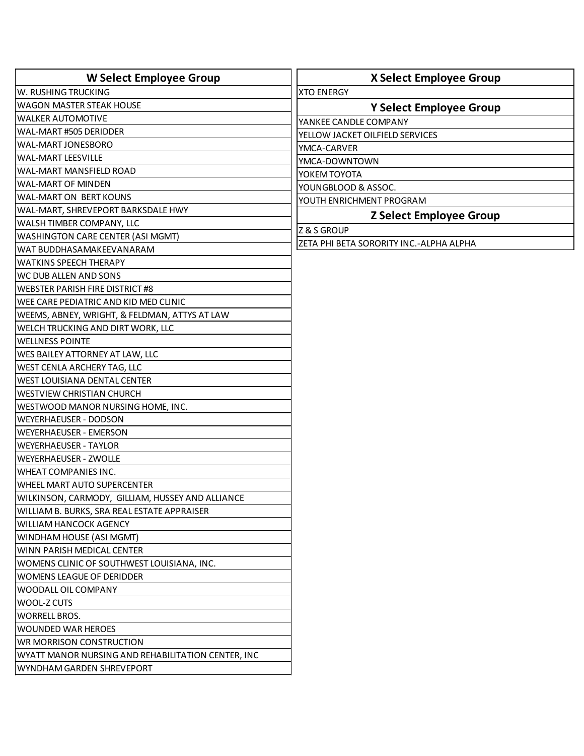| W Select Employee Group |
| --- |
| W. RUSHING TRUCKING |
| WAGON MASTER STEAK HOUSE |
| WALKER AUTOMOTIVE |
| WAL-MART #505 DERIDDER |
| WAL-MART JONESBORO |
| WAL-MART LEESVILLE |
| WAL-MART MANSFIELD ROAD |
| WAL-MART OF MINDEN |
| WAL-MART ON BERT KOUNS |
| WAL-MART, SHREVEPORT BARKSDALE HWY |
| WALSH TIMBER COMPANY, LLC |
| WASHINGTON CARE CENTER (ASI MGMT) |
| WAT BUDDHASAMAKEEVANARAM |
| WATKINS SPEECH THERAPY |
| WC DUB ALLEN AND SONS |
| WEBSTER PARISH FIRE DISTRICT #8 |
| WEE CARE PEDIATRIC AND KID MED CLINIC |
| WEEMS, ABNEY, WRIGHT, & FELDMAN, ATTYS AT LAW |
| WELCH TRUCKING AND DIRT WORK, LLC |
| WELLNESS POINTE |
| WES BAILEY ATTORNEY AT LAW, LLC |
| WEST CENLA ARCHERY TAG, LLC |
| WEST LOUISIANA DENTAL CENTER |
| WESTVIEW CHRISTIAN CHURCH |
| WESTWOOD MANOR NURSING HOME, INC. |
| WEYERHAEUSER - DODSON |
| WEYERHAEUSER - EMERSON |
| WEYERHAEUSER - TAYLOR |
| WEYERHAEUSER - ZWOLLE |
| WHEAT COMPANIES INC. |
| WHEEL MART AUTO SUPERCENTER |
| WILKINSON, CARMODY, GILLIAM, HUSSEY AND ALLIANCE |
| WILLIAM B. BURKS, SRA REAL ESTATE APPRAISER |
| WILLIAM HANCOCK AGENCY |
| WINDHAM HOUSE (ASI MGMT) |
| WINN PARISH MEDICAL CENTER |
| WOMENS CLINIC OF SOUTHWEST LOUISIANA, INC. |
| WOMENS LEAGUE OF DERIDDER |
| WOODALL OIL COMPANY |
| WOOL-Z CUTS |
| WORRELL BROS. |
| WOUNDED WAR HEROES |
| WR MORRISON CONSTRUCTION |
| WYATT MANOR NURSING AND REHABILITATION CENTER, INC |
| WYNDHAM GARDEN SHREVEPORT |

| X Select Employee Group |
| --- |
| XTO ENERGY |
| **Y Select Employee Group** |
| YANKEE CANDLE COMPANY |
| YELLOW JACKET OILFIELD SERVICES |
| YMCA-CARVER |
| YMCA-DOWNTOWN |
| YOKEM TOYOTA |
| YOUNGBLOOD & ASSOC. |
| YOUTH ENRICHMENT PROGRAM |
| **Z Select Employee Group** |
| Z & S GROUP |
| ZETA PHI BETA SORORITY INC.-ALPHA ALPHA |